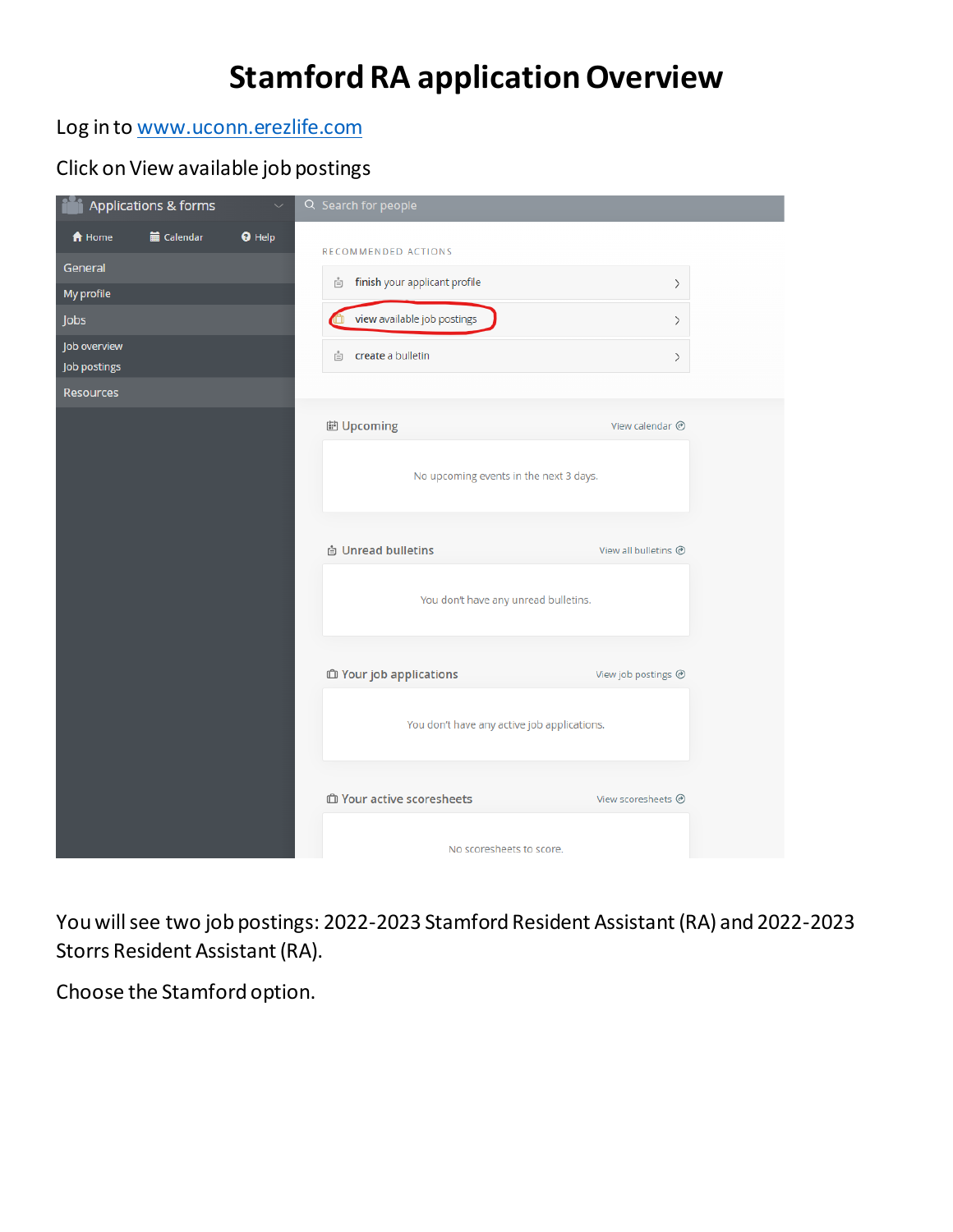# Stamford RA application Overview

Log in to [www.uconn.erezlife.com](http://www.uconn.erezlife.com)

Click on View available job postings

You will see two job postings: 2022-2023 Stamford Resident Assistant (RA) and 2022-2023 Storrs Resident Assistant (RA).

Choose the Stamford option.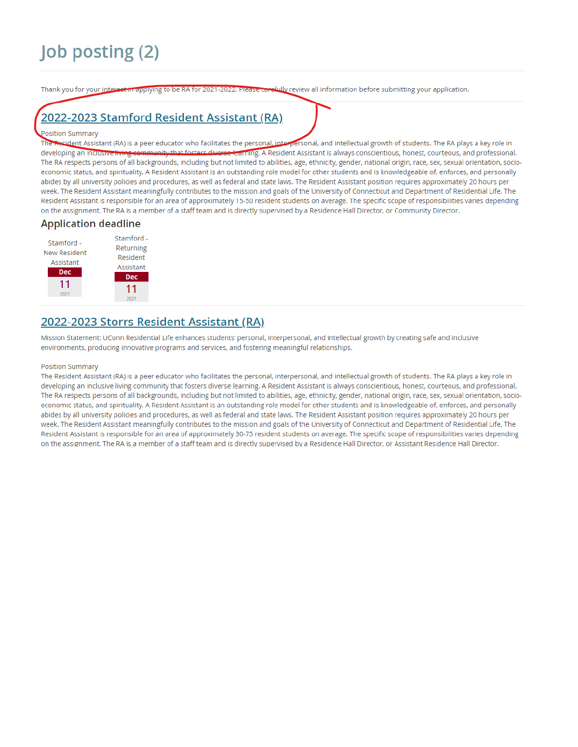# Job posting (2)

Thank you for your interest in applying to be RA for 2021-2022. Please carefully review all information before submitting your application.

## 2022-2023 Stamford Resident Assistant (RA)

Position Summary
The Resident Assistant (RA) is a peer educator who facilitates the personal, interpersonal, and intellectual growth of students. The RA plays a key role in developing an inclusive living community that fosters diverse learning. A Resident Assistant is always conscientious, honest, courteous, and professional. The RA respects persons of all backgrounds, including but not limited to abilities, age, ethnicity, gender, national origin, race, sex, sexual orientation, socio-economic status, and spirituality. A Resident Assistant is an outstanding role model for other students and is knowledgeable of, enforces, and personally abides by all university policies and procedures, as well as federal and state laws. The Resident Assistant position requires approximately 20 hours per week. The Resident Assistant meaningfully contributes to the mission and goals of the University of Connecticut and Department of Residential Life. The Resident Assistant is responsible for an area of approximately 15-50 resident students on average. The specific scope of responsibilities varies depending on the assignment. The RA is a member of a staff team and is directly supervised by a Residence Hall Director, or Community Director.

### Application deadline

| Stamford - New Resident Assistant | Stamford - Returning Resident Assistant |
| --- | --- |
| Dec 11 2021 | Dec 11 2021 |

## 2022-2023 Storrs Resident Assistant (RA)

Mission Statement: UConn Residential Life enhances students' personal, interpersonal, and intellectual growth by creating safe and inclusive environments, producing innovative programs and services, and fostering meaningful relationships.

Position Summary
The Resident Assistant (RA) is a peer educator who facilitates the personal, interpersonal, and intellectual growth of students. The RA plays a key role in developing an inclusive living community that fosters diverse learning. A Resident Assistant is always conscientious, honest, courteous, and professional. The RA respects persons of all backgrounds, including but not limited to abilities, age, ethnicity, gender, national origin, race, sex, sexual orientation, socio-economic status, and spirituality. A Resident Assistant is an outstanding role model for other students and is knowledgeable of, enforces, and personally abides by all university policies and procedures, as well as federal and state laws. The Resident Assistant position requires approximately 20 hours per week. The Resident Assistant meaningfully contributes to the mission and goals of the University of Connecticut and Department of Residential Life. The Resident Assistant is responsible for an area of approximately 30-75 resident students on average. The specific scope of responsibilities varies depending on the assignment. The RA is a member of a staff team and is directly supervised by a Residence Hall Director, or Assistant Residence Hall Director.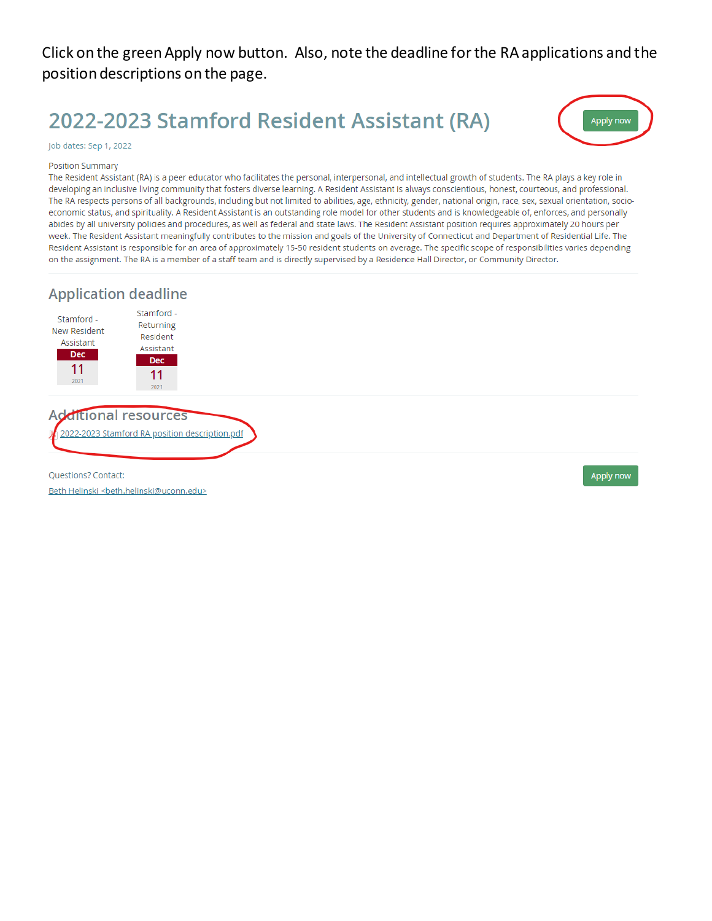Click on the green Apply now button. Also, note the deadline for the RA applications and the position descriptions on the page.

# 2022-2023 Stamford Resident Assistant (RA)

Apply now

Job dates: Sep 1, 2022

Position Summary

The Resident Assistant (RA) is a peer educator who facilitates the personal, interpersonal, and intellectual growth of students. The RA plays a key role in developing an inclusive living community that fosters diverse learning. A Resident Assistant is always conscientious, honest, courteous, and professional. The RA respects persons of all backgrounds, including but not limited to abilities, age, ethnicity, gender, national origin, race, sex, sexual orientation, socio-economic status, and spirituality. A Resident Assistant is an outstanding role model for other students and is knowledgeable of, enforces, and personally abides by all university policies and procedures, as well as federal and state laws. The Resident Assistant position requires approximately 20 hours per week. The Resident Assistant meaningfully contributes to the mission and goals of the University of Connecticut and Department of Residential Life. The Resident Assistant is responsible for an area of approximately 15-50 resident students on average. The specific scope of responsibilities varies depending on the assignment. The RA is a member of a staff team and is directly supervised by a Residence Hall Director, or Community Director.

## Application deadline

| Stamford - New Resident Assistant | Stamford - Returning Resident Assistant |
| --- | --- |
| Dec 11 2021 | Dec 11 2021 |

## Additional resources

2022-2023 Stamford RA position description.pdf

Questions? Contact:

Beth Helinski <beth.helinski@uconn.edu>

Apply now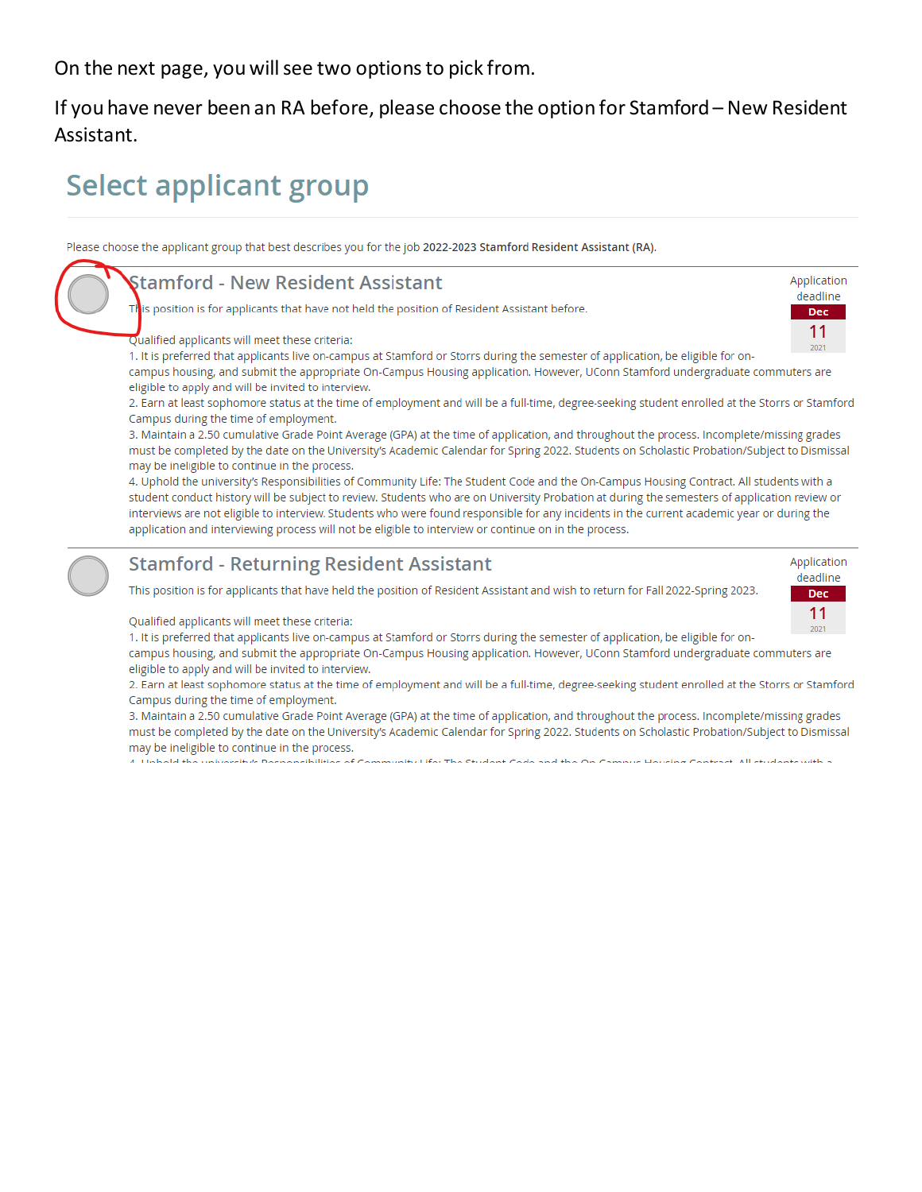On the next page, you will see two options to pick from.

If you have never been an RA before, please choose the option for Stamford – New Resident Assistant.

## Select applicant group

Please choose the applicant group that best describes you for the job **2022-2023 Stamford Resident Assistant (RA)**.

### Stamford - New Resident Assistant

Application deadline
Dec
11
2021

This position is for applicants that have not held the position of Resident Assistant before.

Qualified applicants will meet these criteria:
1. It is preferred that applicants live on-campus at Stamford or Storrs during the semester of application, be eligible for on-campus housing, and submit the appropriate On-Campus Housing application. However, UConn Stamford undergraduate commuters are eligible to apply and will be invited to interview.
2. Earn at least sophomore status at the time of employment and will be a full-time, degree-seeking student enrolled at the Storrs or Stamford Campus during the time of employment.
3. Maintain a 2.50 cumulative Grade Point Average (GPA) at the time of application, and throughout the process. Incomplete/missing grades must be completed by the date on the University's Academic Calendar for Spring 2022. Students on Scholastic Probation/Subject to Dismissal may be ineligible to continue in the process.
4. Uphold the university's Responsibilities of Community Life: The Student Code and the On-Campus Housing Contract. All students with a student conduct history will be subject to review. Students who are on University Probation at during the semesters of application review or interviews are not eligible to interview. Students who were found responsible for any incidents in the current academic year or during the application and interviewing process will not be eligible to interview or continue on in the process.

### Stamford - Returning Resident Assistant

Application deadline
Dec
11
2021

This position is for applicants that have held the position of Resident Assistant and wish to return for Fall 2022-Spring 2023.

Qualified applicants will meet these criteria:
1. It is preferred that applicants live on-campus at Stamford or Storrs during the semester of application, be eligible for on-campus housing, and submit the appropriate On-Campus Housing application. However, UConn Stamford undergraduate commuters are eligible to apply and will be invited to interview.
2. Earn at least sophomore status at the time of employment and will be a full-time, degree-seeking student enrolled at the Storrs or Stamford Campus during the time of employment.
3. Maintain a 2.50 cumulative Grade Point Average (GPA) at the time of application, and throughout the process. Incomplete/missing grades must be completed by the date on the University's Academic Calendar for Spring 2022. Students on Scholastic Probation/Subject to Dismissal may be ineligible to continue in the process.
4. Uphold the university's Responsibilities of Community Life: The Student Code and the On-Campus Housing Contract. All students with a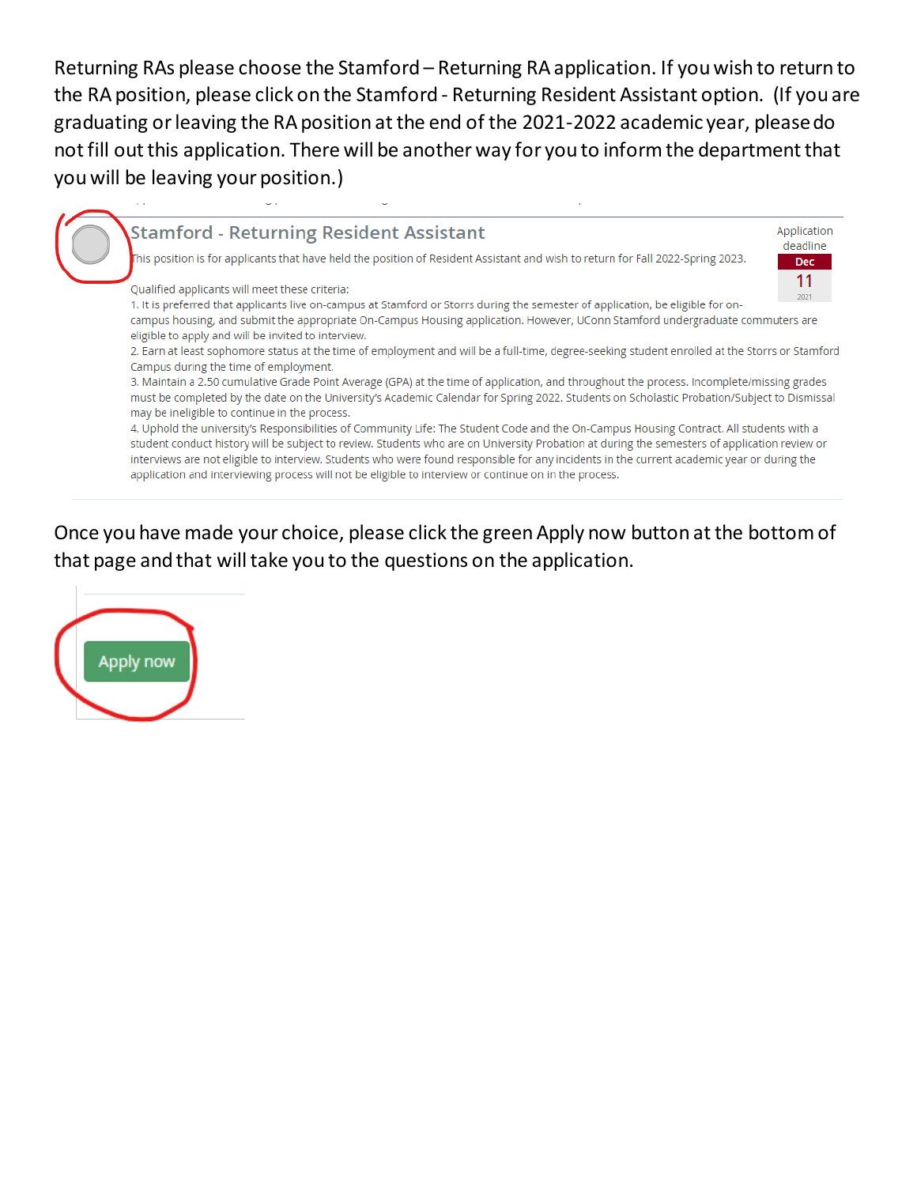Returning RAs please choose the Stamford – Returning RA application. If you wish to return to the RA position, please click on the Stamford - Returning Resident Assistant option. (If you are graduating or leaving the RA position at the end of the 2021-2022 academic year, please do not fill out this application. There will be another way for you to inform the department that you will be leaving your position.)

## Stamford - Returning Resident Assistant

Application deadline
Dec
11
2021

This position is for applicants that have held the position of Resident Assistant and wish to return for Fall 2022-Spring 2023.

Qualified applicants will meet these criteria:

1. It is preferred that applicants live on-campus at Stamford or Storrs during the semester of application, be eligible for on-campus housing, and submit the appropriate On-Campus Housing application. However, UConn Stamford undergraduate commuters are eligible to apply and will be invited to interview.
2. Earn at least sophomore status at the time of employment and will be a full-time, degree-seeking student enrolled at the Storrs or Stamford Campus during the time of employment.
3. Maintain a 2.50 cumulative Grade Point Average (GPA) at the time of application, and throughout the process. Incomplete/missing grades must be completed by the date on the University's Academic Calendar for Spring 2022. Students on Scholastic Probation/Subject to Dismissal may be ineligible to continue in the process.
4. Uphold the university's Responsibilities of Community Life: The Student Code and the On-Campus Housing Contract. All students with a student conduct history will be subject to review. Students who are on University Probation at during the semesters of application review or interviews are not eligible to interview. Students who were found responsible for any incidents in the current academic year or during the application and interviewing process will not be eligible to interview or continue on in the process.

Once you have made your choice, please click the green Apply now button at the bottom of that page and that will take you to the questions on the application.

Apply now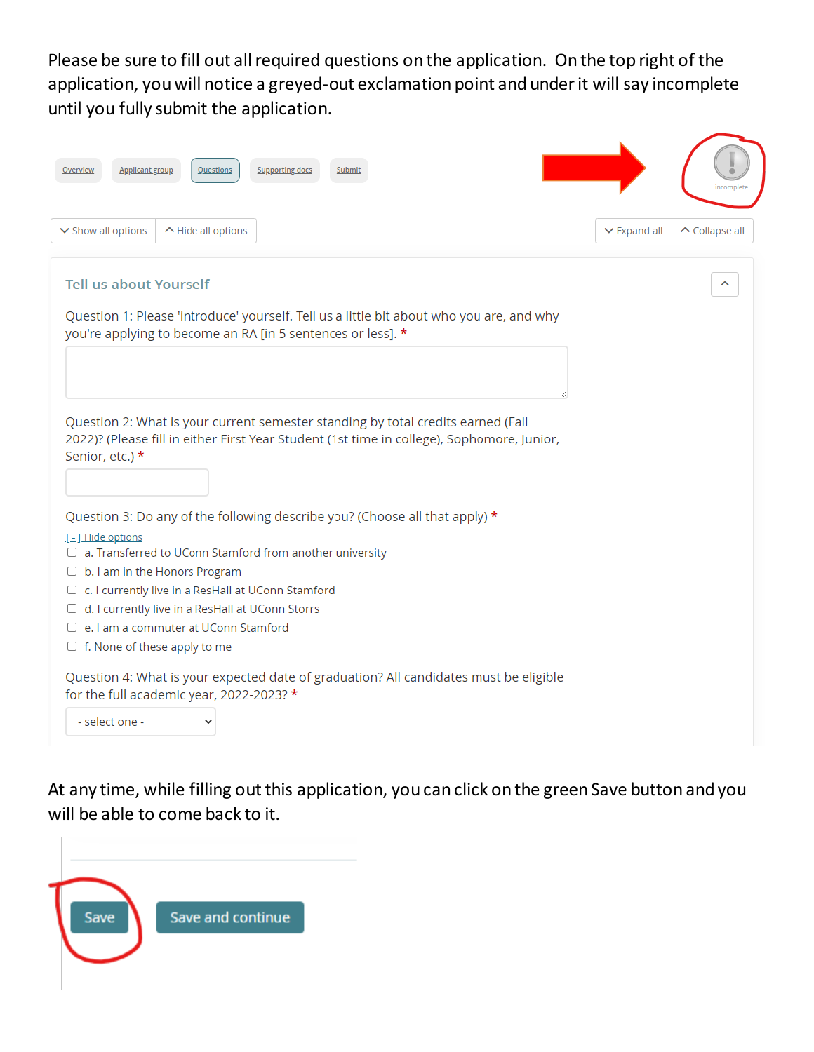Please be sure to fill out all required questions on the application. On the top right of the application, you will notice a greyed-out exclamation point and under it will say incomplete until you fully submit the application.

Overview | Applicant group | Questions | Supporting docs | Submit

incomplete

Show all options | Hide all options

Expand all | Collapse all

### Tell us about Yourself

Question 1: Please 'introduce' yourself. Tell us a little bit about who you are, and why you're applying to become an RA [in 5 sentences or less]. *

Question 2: What is your current semester standing by total credits earned (Fall 2022)? (Please fill in either First Year Student (1st time in college), Sophomore, Junior, Senior, etc.) *

Question 3: Do any of the following describe you? (Choose all that apply) *

[-] Hide options

- a. Transferred to UConn Stamford from another university
- b. I am in the Honors Program
- c. I currently live in a ResHall at UConn Stamford
- d. I currently live in a ResHall at UConn Storrs
- e. I am a commuter at UConn Stamford
- f. None of these apply to me

Question 4: What is your expected date of graduation? All candidates must be eligible for the full academic year, 2022-2023? *

- select one -

At any time, while filling out this application, you can click on the green Save button and you will be able to come back to it.

Save | Save and continue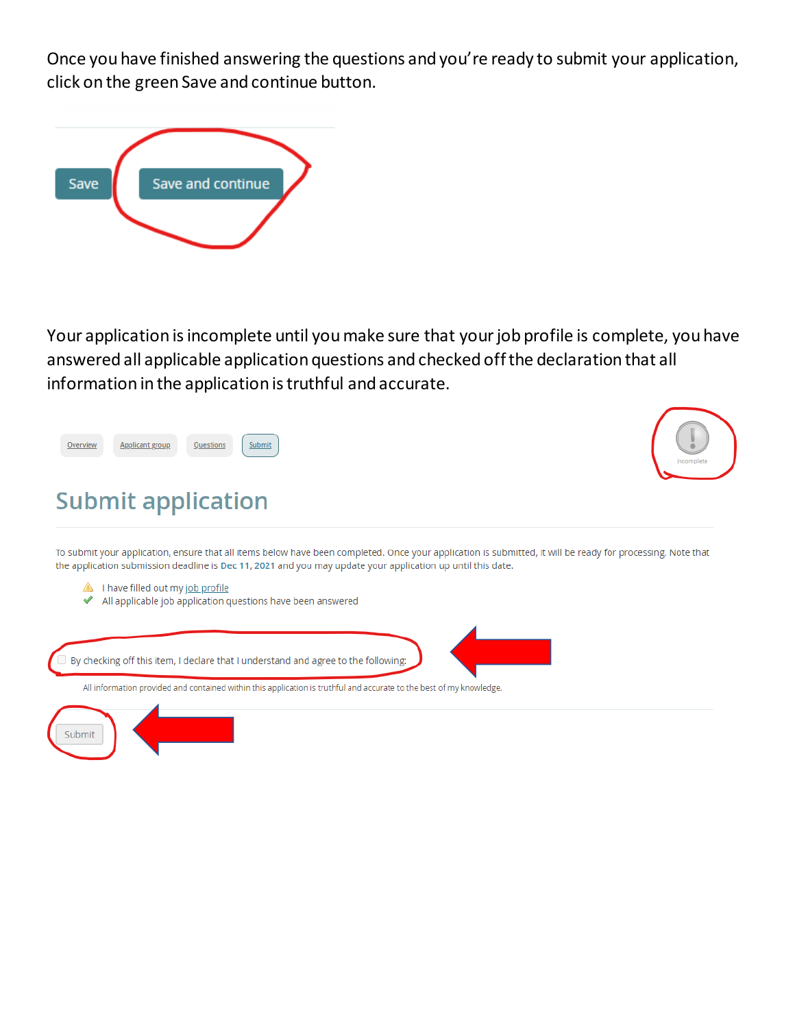Once you have finished answering the questions and you're ready to submit your application, click on the green Save and continue button.

Save | Save and continue

Your application is incomplete until you make sure that your job profile is complete, you have answered all applicable application questions and checked off the declaration that all information in the application is truthful and accurate.

Overview | Applicant group | Questions | Submit

Incomplete

## Submit application

To submit your application, ensure that all items below have been completed. Once your application is submitted, it will be ready for processing. Note that the application submission deadline is **Dec 11, 2021** and you may update your application up until this date.

- I have filled out my job profile
- All applicable job application questions have been answered

☐ By checking off this item, I declare that I understand and agree to the following:

All information provided and contained within this application is truthful and accurate to the best of my knowledge.

Submit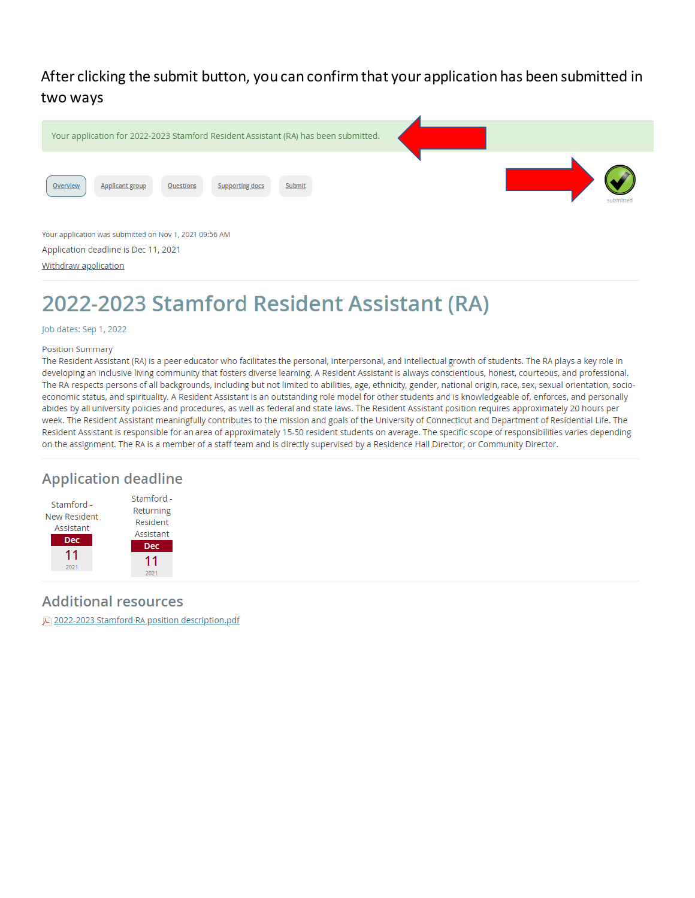After clicking the submit button, you can confirm that your application has been submitted in two ways

Your application for 2022-2023 Stamford Resident Assistant (RA) has been submitted.

Overview | Applicant group | Questions | Supporting docs | Submit

submitted

Your application was submitted on Nov 1, 2021 09:56 AM

Application deadline is Dec 11, 2021

Withdraw application

# 2022-2023 Stamford Resident Assistant (RA)

Job dates: Sep 1, 2022

Position Summary

The Resident Assistant (RA) is a peer educator who facilitates the personal, interpersonal, and intellectual growth of students. The RA plays a key role in developing an inclusive living community that fosters diverse learning. A Resident Assistant is always conscientious, honest, courteous, and professional. The RA respects persons of all backgrounds, including but not limited to abilities, age, ethnicity, gender, national origin, race, sex, sexual orientation, socio-economic status, and spirituality. A Resident Assistant is an outstanding role model for other students and is knowledgeable of, enforces, and personally abides by all university policies and procedures, as well as federal and state laws. The Resident Assistant position requires approximately 20 hours per week. The Resident Assistant meaningfully contributes to the mission and goals of the University of Connecticut and Department of Residential Life. The Resident Assistant is responsible for an area of approximately 15-50 resident students on average. The specific scope of responsibilities varies depending on the assignment. The RA is a member of a staff team and is directly supervised by a Residence Hall Director, or Community Director.

## Application deadline

| Stamford - New Resident Assistant | Stamford - Returning Resident Assistant |
| --- | --- |
| Dec 11 2021 | Dec 11 2021 |

## Additional resources

2022-2023 Stamford RA position description.pdf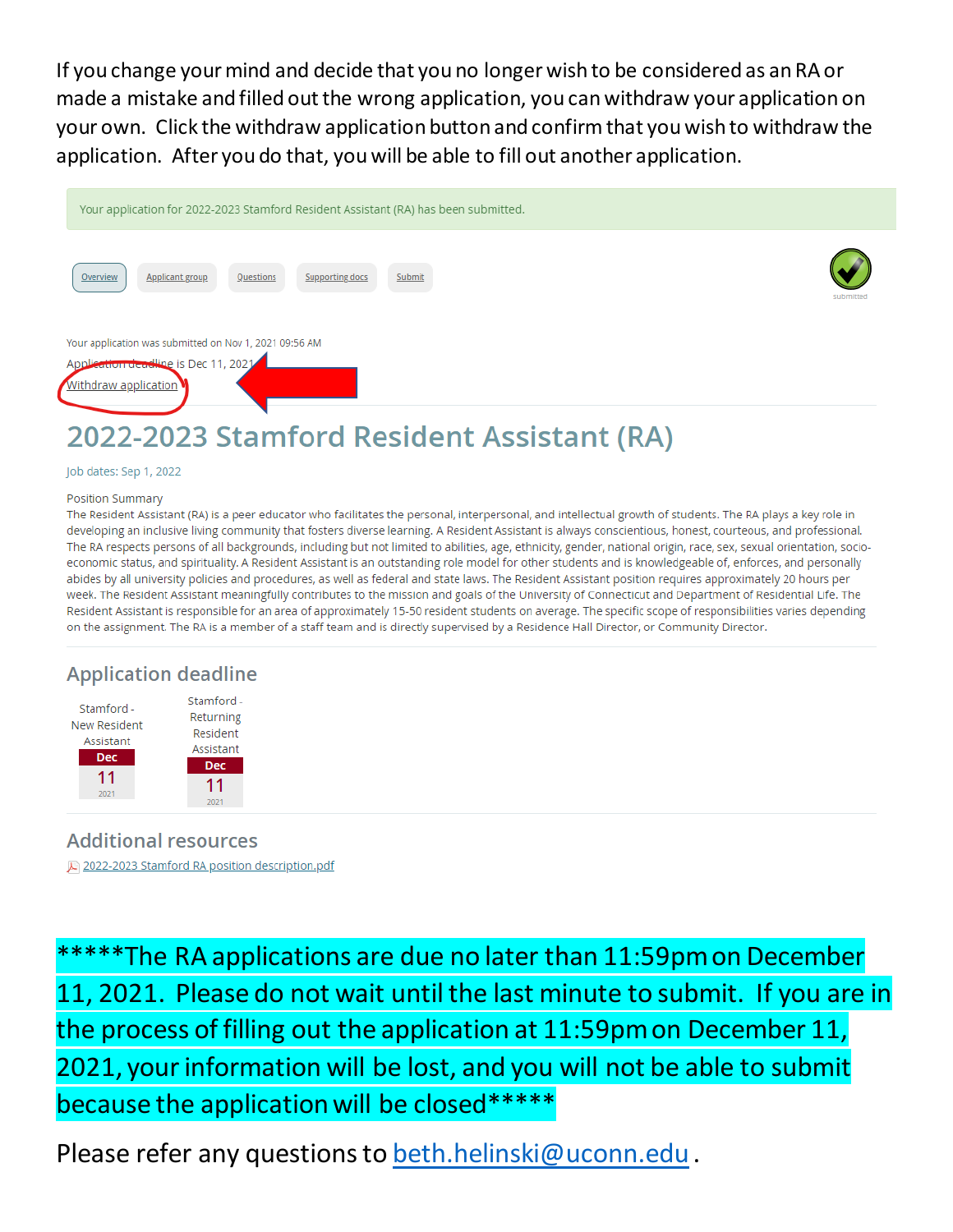If you change your mind and decide that you no longer wish to be considered as an RA or made a mistake and filled out the wrong application, you can withdraw your application on your own. Click the withdraw application button and confirm that you wish to withdraw the application. After you do that, you will be able to fill out another application.

Your application for 2022-2023 Stamford Resident Assistant (RA) has been submitted.

Overview | Applicant group | Questions | Supporting docs | Submit

submitted

Your application was submitted on Nov 1, 2021 09:56 AM

Application deadline is Dec 11, 2021

Withdraw application

## 2022-2023 Stamford Resident Assistant (RA)

Job dates: Sep 1, 2022

Position Summary

The Resident Assistant (RA) is a peer educator who facilitates the personal, interpersonal, and intellectual growth of students. The RA plays a key role in developing an inclusive living community that fosters diverse learning. A Resident Assistant is always conscientious, honest, courteous, and professional. The RA respects persons of all backgrounds, including but not limited to abilities, age, ethnicity, gender, national origin, race, sex, sexual orientation, socio-economic status, and spirituality. A Resident Assistant is an outstanding role model for other students and is knowledgeable of, enforces, and personally abides by all university policies and procedures, as well as federal and state laws. The Resident Assistant position requires approximately 20 hours per week. The Resident Assistant meaningfully contributes to the mission and goals of the University of Connecticut and Department of Residential Life. The Resident Assistant is responsible for an area of approximately 15-50 resident students on average. The specific scope of responsibilities varies depending on the assignment. The RA is a member of a staff team and is directly supervised by a Residence Hall Director, or Community Director.

### Application deadline

Stamford - New Resident Assistant
Dec 11 2021

Stamford - Returning Resident Assistant
Dec 11 2021

### Additional resources

2022-2023 Stamford RA position description.pdf

*****The RA applications are due no later than 11:59pm on December 11, 2021. Please do not wait until the last minute to submit. If you are in the process of filling out the application at 11:59pm on December 11, 2021, your information will be lost, and you will not be able to submit because the application will be closed*****

Please refer any questions to beth.helinski@uconn.edu.